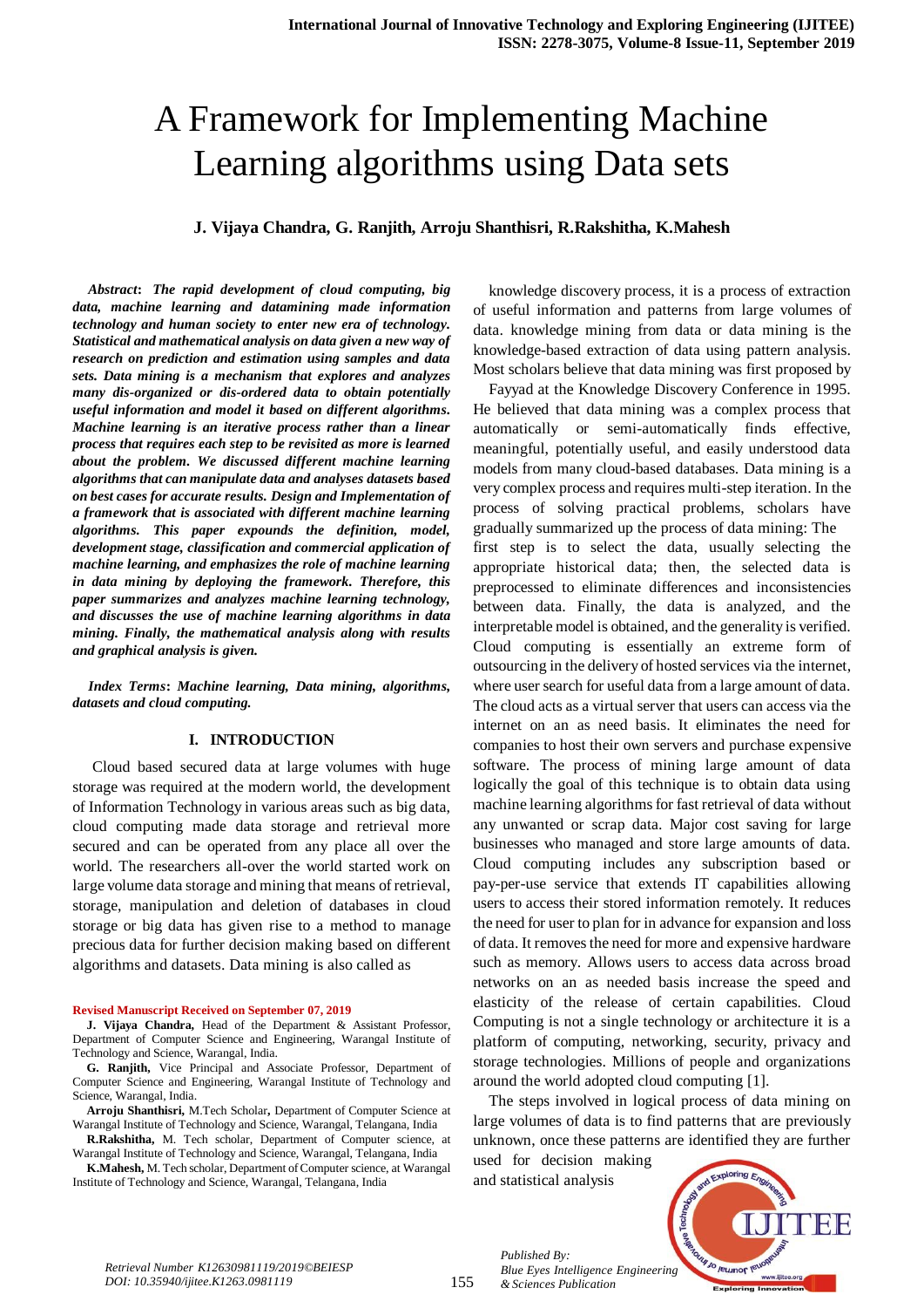# A Framework for Implementing Machine Learning algorithms using Data sets

**J. Vijaya Chandra, G. Ranjith, Arroju Shanthisri, R.Rakshitha, K.Mahesh**

***Abstract*****:** ***The rapid development of cloud computing, big data, machine learning and datamining made information technology and human society to enter new era of technology. Statistical and mathematical analysis on data given a new way of research on prediction and estimation using samples and data sets. Data mining is a mechanism that explores and analyzes many dis-organized or dis-ordered data to obtain potentially useful information and model it based on different algorithms. Machine learning is an iterative process rather than a linear process that requires each step to be revisited as more is learned about the problem. We discussed different machine learning algorithms that can manipulate data and analyses datasets based on best cases for accurate results. Design and Implementation of a framework that is associated with different machine learning algorithms. This paper expounds the definition, model, development stage, classification and commercial application of machine learning, and emphasizes the role of machine learning in data mining by deploying the framework. Therefore, this paper summarizes and analyzes machine learning technology, and discusses the use of machine learning algorithms in data mining. Finally, the mathematical analysis along with results and graphical analysis is given.***

***Index Terms*****:** ***Machine learning, Data mining, algorithms, datasets and cloud computing.***

## I. INTRODUCTION

Cloud based secured data at large volumes with huge storage was required at the modern world, the development of Information Technology in various areas such as big data, cloud computing made data storage and retrieval more secured and can be operated from any place all over the world. The researchers all-over the world started work on large volume data storage and mining that means of retrieval, storage, manipulation and deletion of databases in cloud storage or big data has given rise to a method to manage precious data for further decision making based on different algorithms and datasets. Data mining is also called as knowledge discovery process, it is a process of extraction of useful information and patterns from large volumes of data. knowledge mining from data or data mining is the knowledge-based extraction of data using pattern analysis. Most scholars believe that data mining was first proposed by Fayyad at the Knowledge Discovery Conference in 1995. He believed that data mining was a complex process that automatically or semi-automatically finds effective, meaningful, potentially useful, and easily understood data models from many cloud-based databases. Data mining is a very complex process and requires multi-step iteration. In the process of solving practical problems, scholars have gradually summarized up the process of data mining: The first step is to select the data, usually selecting the appropriate historical data; then, the selected data is preprocessed to eliminate differences and inconsistencies between data. Finally, the data is analyzed, and the interpretable model is obtained, and the generality is verified. Cloud computing is essentially an extreme form of outsourcing in the delivery of hosted services via the internet, where user search for useful data from a large amount of data. The cloud acts as a virtual server that users can access via the internet on an as need basis. It eliminates the need for companies to host their own servers and purchase expensive software. The process of mining large amount of data logically the goal of this technique is to obtain data using machine learning algorithms for fast retrieval of data without any unwanted or scrap data. Major cost saving for large businesses who managed and store large amounts of data. Cloud computing includes any subscription based or pay-per-use service that extends IT capabilities allowing users to access their stored information remotely. It reduces the need for user to plan for in advance for expansion and loss of data. It removes the need for more and expensive hardware such as memory. Allows users to access data across broad networks on an as needed basis increase the speed and elasticity of the release of certain capabilities. Cloud Computing is not a single technology or architecture it is a platform of computing, networking, security, privacy and storage technologies. Millions of people and organizations around the world adopted cloud computing [1].

The steps involved in logical process of data mining on large volumes of data is to find patterns that are previously unknown, once these patterns are identified they are further used for decision making and statistical analysis

**Revised Manuscript Received on September 07, 2019**

**J. Vijaya Chandra,** Head of the Department & Assistant Professor, Department of Computer Science and Engineering, Warangal Institute of Technology and Science, Warangal, India.

**G. Ranjith,** Vice Principal and Associate Professor, Department of Computer Science and Engineering, Warangal Institute of Technology and Science, Warangal, India.

**Arroju Shanthisri,** M.Tech Scholar**,** Department of Computer Science at Warangal Institute of Technology and Science, Warangal, Telangana, India

**R.Rakshitha,** M. Tech scholar, Department of Computer science, at Warangal Institute of Technology and Science, Warangal, Telangana, India

**K.Mahesh,** M. Tech scholar, Department of Computer science, at Warangal Institute of Technology and Science, Warangal, Telangana, India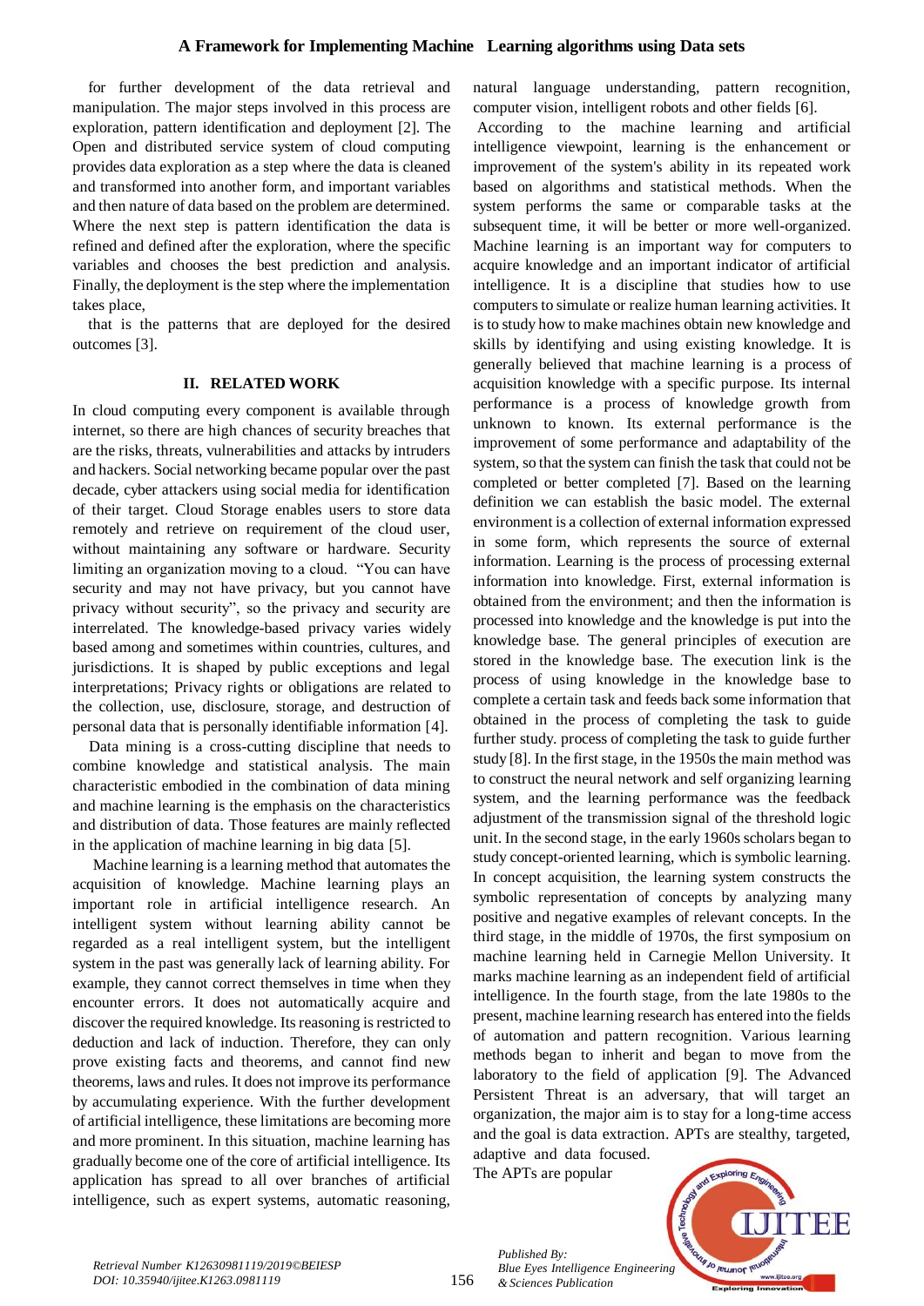for further development of the data retrieval and manipulation. The major steps involved in this process are exploration, pattern identification and deployment [2]. The Open and distributed service system of cloud computing provides data exploration as a step where the data is cleaned and transformed into another form, and important variables and then nature of data based on the problem are determined. Where the next step is pattern identification the data is refined and defined after the exploration, where the specific variables and chooses the best prediction and analysis. Finally, the deployment is the step where the implementation takes place,

that is the patterns that are deployed for the desired outcomes [3].

## II. RELATED WORK

In cloud computing every component is available through internet, so there are high chances of security breaches that are the risks, threats, vulnerabilities and attacks by intruders and hackers. Social networking became popular over the past decade, cyber attackers using social media for identification of their target. Cloud Storage enables users to store data remotely and retrieve on requirement of the cloud user, without maintaining any software or hardware. Security limiting an organization moving to a cloud. "You can have security and may not have privacy, but you cannot have privacy without security", so the privacy and security are interrelated. The knowledge-based privacy varies widely based among and sometimes within countries, cultures, and jurisdictions. It is shaped by public exceptions and legal interpretations; Privacy rights or obligations are related to the collection, use, disclosure, storage, and destruction of personal data that is personally identifiable information [4].

Data mining is a cross-cutting discipline that needs to combine knowledge and statistical analysis. The main characteristic embodied in the combination of data mining and machine learning is the emphasis on the characteristics and distribution of data. Those features are mainly reflected in the application of machine learning in big data [5].

Machine learning is a learning method that automates the acquisition of knowledge. Machine learning plays an important role in artificial intelligence research. An intelligent system without learning ability cannot be regarded as a real intelligent system, but the intelligent system in the past was generally lack of learning ability. For example, they cannot correct themselves in time when they encounter errors. It does not automatically acquire and discover the required knowledge. Its reasoning is restricted to deduction and lack of induction. Therefore, they can only prove existing facts and theorems, and cannot find new theorems, laws and rules. It does not improve its performance by accumulating experience. With the further development of artificial intelligence, these limitations are becoming more and more prominent. In this situation, machine learning has gradually become one of the core of artificial intelligence. Its application has spread to all over branches of artificial intelligence, such as expert systems, automatic reasoning, natural language understanding, pattern recognition, computer vision, intelligent robots and other fields [6].

According to the machine learning and artificial intelligence viewpoint, learning is the enhancement or improvement of the system's ability in its repeated work based on algorithms and statistical methods. When the system performs the same or comparable tasks at the subsequent time, it will be better or more well-organized. Machine learning is an important way for computers to acquire knowledge and an important indicator of artificial intelligence. It is a discipline that studies how to use computers to simulate or realize human learning activities. It is to study how to make machines obtain new knowledge and skills by identifying and using existing knowledge. It is generally believed that machine learning is a process of acquisition knowledge with a specific purpose. Its internal performance is a process of knowledge growth from unknown to known. Its external performance is the improvement of some performance and adaptability of the system, so that the system can finish the task that could not be completed or better completed [7]. Based on the learning definition we can establish the basic model. The external environment is a collection of external information expressed in some form, which represents the source of external information. Learning is the process of processing external information into knowledge. First, external information is obtained from the environment; and then the information is processed into knowledge and the knowledge is put into the knowledge base. The general principles of execution are stored in the knowledge base. The execution link is the process of using knowledge in the knowledge base to complete a certain task and feeds back some information that obtained in the process of completing the task to guide further study. process of completing the task to guide further study [8]. In the first stage, in the 1950s the main method was to construct the neural network and self organizing learning system, and the learning performance was the feedback adjustment of the transmission signal of the threshold logic unit. In the second stage, in the early 1960s scholars began to study concept-oriented learning, which is symbolic learning. In concept acquisition, the learning system constructs the symbolic representation of concepts by analyzing many positive and negative examples of relevant concepts. In the third stage, in the middle of 1970s, the first symposium on machine learning held in Carnegie Mellon University. It marks machine learning as an independent field of artificial intelligence. In the fourth stage, from the late 1980s to the present, machine learning research has entered into the fields of automation and pattern recognition. Various learning methods began to inherit and began to move from the laboratory to the field of application [9]. The Advanced Persistent Threat is an adversary, that will target an organization, the major aim is to stay for a long-time access and the goal is data extraction. APTs are stealthy, targeted, adaptive and data focused.

The APTs are popular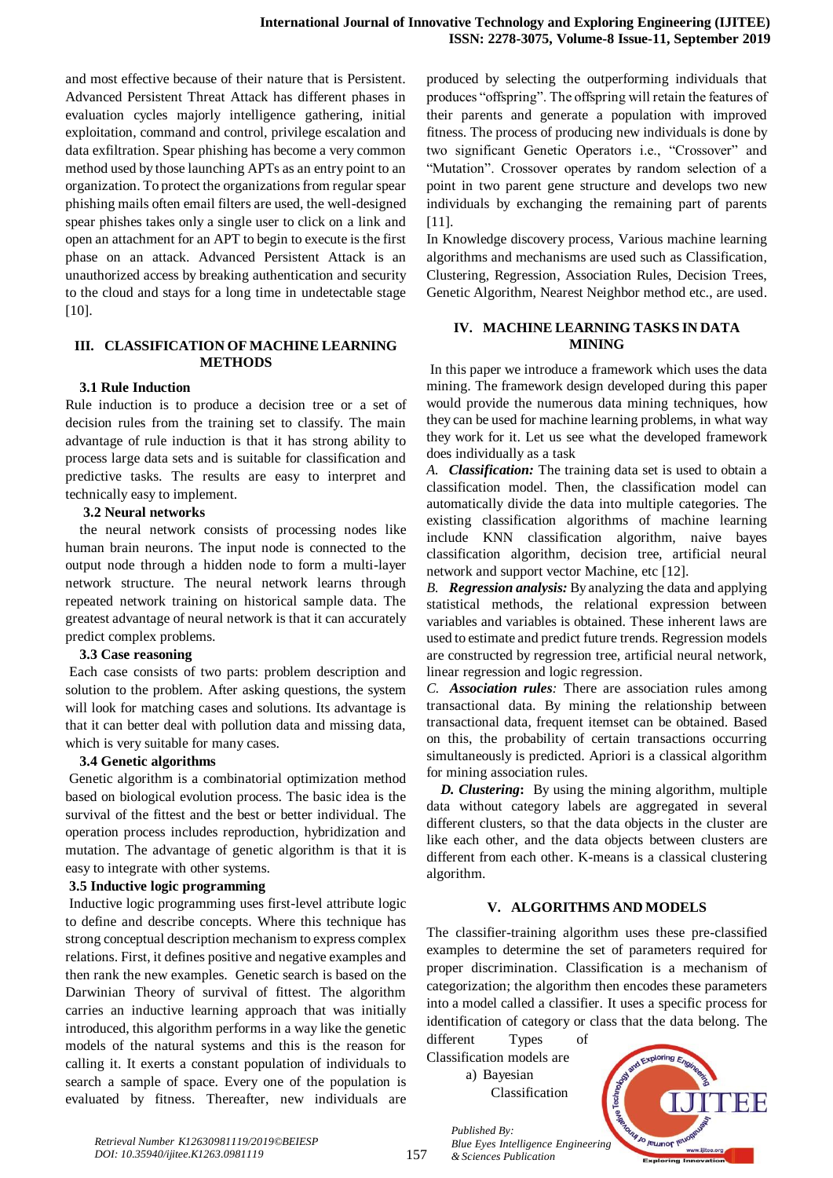and most effective because of their nature that is Persistent. Advanced Persistent Threat Attack has different phases in evaluation cycles majorly intelligence gathering, initial exploitation, command and control, privilege escalation and data exfiltration. Spear phishing has become a very common method used by those launching APTs as an entry point to an organization. To protect the organizations from regular spear phishing mails often email filters are used, the well-designed spear phishes takes only a single user to click on a link and open an attachment for an APT to begin to execute is the first phase on an attack. Advanced Persistent Attack is an unauthorized access by breaking authentication and security to the cloud and stays for a long time in undetectable stage [10].

## III. CLASSIFICATION OF MACHINE LEARNING METHODS

### 3.1 Rule Induction

Rule induction is to produce a decision tree or a set of decision rules from the training set to classify. The main advantage of rule induction is that it has strong ability to process large data sets and is suitable for classification and predictive tasks. The results are easy to interpret and technically easy to implement.

### 3.2 Neural networks

the neural network consists of processing nodes like human brain neurons. The input node is connected to the output node through a hidden node to form a multi-layer network structure. The neural network learns through repeated network training on historical sample data. The greatest advantage of neural network is that it can accurately predict complex problems.

### 3.3 Case reasoning

Each case consists of two parts: problem description and solution to the problem. After asking questions, the system will look for matching cases and solutions. Its advantage is that it can better deal with pollution data and missing data, which is very suitable for many cases.

### 3.4 Genetic algorithms

Genetic algorithm is a combinatorial optimization method based on biological evolution process. The basic idea is the survival of the fittest and the best or better individual. The operation process includes reproduction, hybridization and mutation. The advantage of genetic algorithm is that it is easy to integrate with other systems.

### 3.5 Inductive logic programming

Inductive logic programming uses first-level attribute logic to define and describe concepts. Where this technique has strong conceptual description mechanism to express complex relations. First, it defines positive and negative examples and then rank the new examples. Genetic search is based on the Darwinian Theory of survival of fittest. The algorithm carries an inductive learning approach that was initially introduced, this algorithm performs in a way like the genetic models of the natural systems and this is the reason for calling it. It exerts a constant population of individuals to search a sample of space. Every one of the population is evaluated by fitness. Thereafter, new individuals are produced by selecting the outperforming individuals that produces "offspring". The offspring will retain the features of their parents and generate a population with improved fitness. The process of producing new individuals is done by two significant Genetic Operators i.e., "Crossover" and "Mutation". Crossover operates by random selection of a point in two parent gene structure and develops two new individuals by exchanging the remaining part of parents [11].

In Knowledge discovery process, Various machine learning algorithms and mechanisms are used such as Classification, Clustering, Regression, Association Rules, Decision Trees, Genetic Algorithm, Nearest Neighbor method etc., are used.

## IV. MACHINE LEARNING TASKS IN DATA MINING

In this paper we introduce a framework which uses the data mining. The framework design developed during this paper would provide the numerous data mining techniques, how they can be used for machine learning problems, in what way they work for it. Let us see what the developed framework does individually as a task

*A.* ***Classification:*** The training data set is used to obtain a classification model. Then, the classification model can automatically divide the data into multiple categories. The existing classification algorithms of machine learning include KNN classification algorithm, naive bayes classification algorithm, decision tree, artificial neural network and support vector Machine, etc [12].

*B.* ***Regression analysis:*** By analyzing the data and applying statistical methods, the relational expression between variables and variables is obtained. These inherent laws are used to estimate and predict future trends. Regression models are constructed by regression tree, artificial neural network, linear regression and logic regression.

*C.* ***Association rules****:* There are association rules among transactional data. By mining the relationship between transactional data, frequent itemset can be obtained. Based on this, the probability of certain transactions occurring simultaneously is predicted. Apriori is a classical algorithm for mining association rules.

***D. Clustering*****:** By using the mining algorithm, multiple data without category labels are aggregated in several different clusters, so that the data objects in the cluster are like each other, and the data objects between clusters are different from each other. K-means is a classical clustering algorithm.

## V. ALGORITHMS AND MODELS

The classifier-training algorithm uses these pre-classified examples to determine the set of parameters required for proper discrimination. Classification is a mechanism of categorization; the algorithm then encodes these parameters into a model called a classifier. It uses a specific process for identification of category or class that the data belong. The different Types of Classification models are

a) Bayesian Classification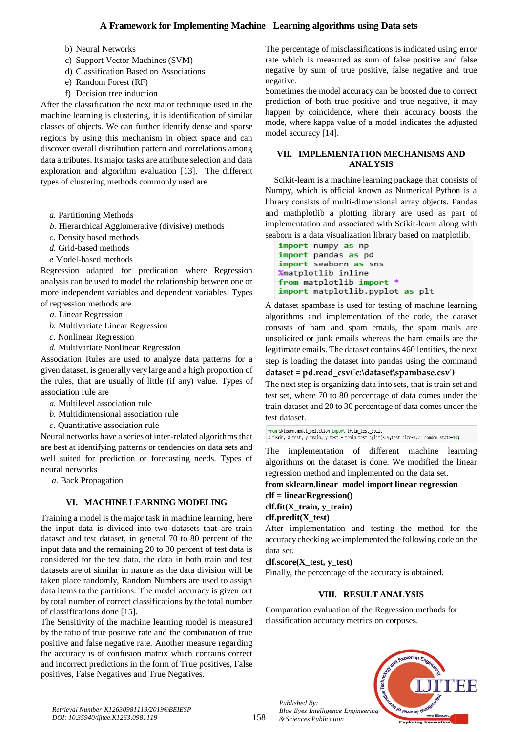b) Neural Networks
c) Support Vector Machines (SVM)
d) Classification Based on Associations
e) Random Forest (RF)
f) Decision tree induction

After the classification the next major technique used in the machine learning is clustering, it is identification of similar classes of objects. We can further identify dense and sparse regions by using this mechanism in object space and can discover overall distribution pattern and correlations among data attributes. Its major tasks are attribute selection and data exploration and algorithm evaluation [13]. The different types of clustering methods commonly used are

*a.* Partitioning Methods
*b.* Hierarchical Agglomerative (divisive) methods
*c.* Density based methods
*d.* Grid-based methods
*e* Model-based methods

Regression adapted for predication where Regression analysis can be used to model the relationship between one or more independent variables and dependent variables. Types of regression methods are

*a.* Linear Regression
*b.* Multivariate Linear Regression
*c.* Nonlinear Regression
*d.* Multivariate Nonlinear Regression

Association Rules are used to analyze data patterns for a given dataset, is generally very large and a high proportion of the rules, that are usually of little (if any) value. Types of association rule are

*a.* Multilevel association rule
*b.* Multidimensional association rule
*c.* Quantitative association rule

Neural networks have a series of inter-related algorithms that are best at identifying patterns or tendencies on data sets and well suited for prediction or forecasting needs. Types of neural networks

*a.* Back Propagation

## VI. MACHINE LEARNING MODELING

Training a model is the major task in machine learning, here the input data is divided into two datasets that are train dataset and test dataset, in general 70 to 80 percent of the input data and the remaining 20 to 30 percent of test data is considered for the test data. the data in both train and test datasets are of similar in nature as the data division will be taken place randomly, Random Numbers are used to assign data items to the partitions. The model accuracy is given out by total number of correct classifications by the total number of classifications done [15].

The Sensitivity of the machine learning model is measured by the ratio of true positive rate and the combination of true positive and false negative rate. Another measure regarding the accuracy is of confusion matrix which contains correct and incorrect predictions in the form of True positives, False positives, False Negatives and True Negatives.

The percentage of misclassifications is indicated using error rate which is measured as sum of false positive and false negative by sum of true positive, false negative and true negative.

Sometimes the model accuracy can be boosted due to correct prediction of both true positive and true negative, it may happen by coincidence, where their accuracy boosts the mode, where kappa value of a model indicates the adjusted model accuracy [14].

## VII. IMPLEMENTATION MECHANISMS AND ANALYSIS

Scikit-learn is a machine learning package that consists of Numpy, which is official known as Numerical Python is a library consists of multi-dimensional array objects. Pandas and mathplotlib a plotting library are used as part of implementation and associated with Scikit-learn along with seaborn is a data visualization library based on matplotlib.

```
import numpy as np
import pandas as pd
import seaborn as sns
%matplotlib inline
from matplotlib import *
import matplotlib.pyplot as plt
```

A dataset spambase is used for testing of machine learning algorithms and implementation of the code, the dataset consists of ham and spam emails, the spam mails are unsolicited or junk emails whereas the ham emails are the legitimate emails. The dataset contains 4601entities, the next step is loading the dataset into pandas using the command **dataset = pd.read_csv('c:\dataset\spambase.csv')**

The next step is organizing data into sets, that is train set and test set, where 70 to 80 percentage of data comes under the train dataset and 20 to 30 percentage of data comes under the test dataset.

```
from sklearn.model_selection import train_test_split
X_train, X_test, y_train, y_test = train_test_split(X,y,test_size=0.2, random_state=10)
```

The implementation of different machine learning algorithms on the dataset is done. We modified the linear regression method and implemented on the data set.

**from sklearn.linear_model import linear regression**
**clf = linearRegression()**
**clf.fit(X_train, y_train)**
**clf.predit(X_test)**

After implementation and testing the method for the accuracy checking we implemented the following code on the data set.

**clf.score(X_test, y_test)**

Finally, the percentage of the accuracy is obtained.

## VIII. RESULT ANALYSIS

Comparation evaluation of the Regression methods for classification accuracy metrics on corpuses.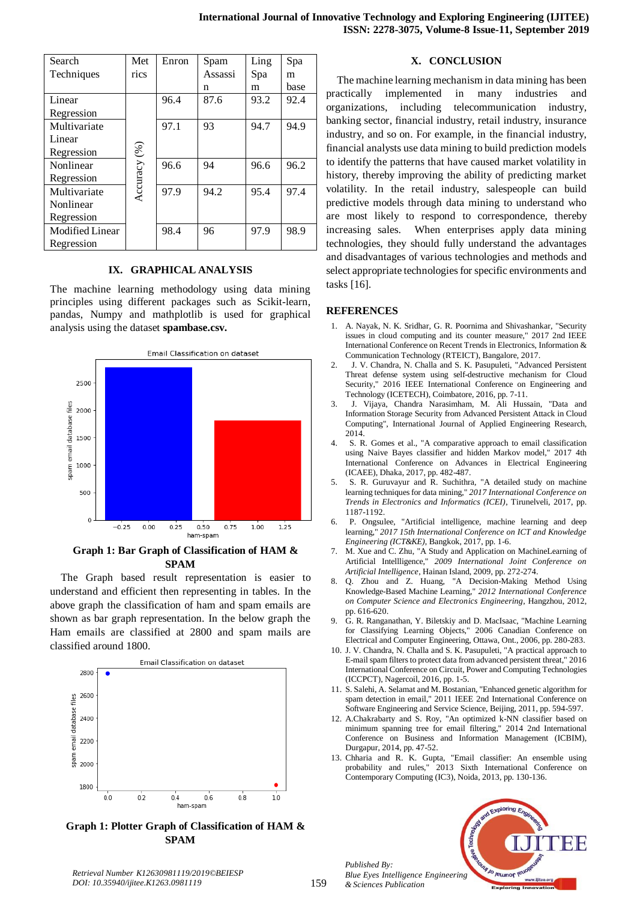| Search Techniques | Metrics | Enron | Spam Assassin | Ling Spam | Spam base |
|---|---|---|---|---|---|
| Linear Regression | Accuracy (%) | 96.4 | 87.6 | 93.2 | 92.4 |
| Multivariate Linear Regression | | 97.1 | 93 | 94.7 | 94.9 |
| Nonlinear Regression | | 96.6 | 94 | 96.6 | 96.2 |
| Multivariate Nonlinear Regression | | 97.9 | 94.2 | 95.4 | 97.4 |
| Modified Linear Regression | | 98.4 | 96 | 97.9 | 98.9 |

## IX. GRAPHICAL ANALYSIS

The machine learning methodology using data mining principles using different packages such as Scikit-learn, pandas, Numpy and mathplotlib is used for graphical analysis using the dataset **spambase.csv.**

**Graph 1: Bar Graph of Classification of HAM & SPAM**

The Graph based result representation is easier to understand and efficient then representing in tables. In the above graph the classification of ham and spam emails are shown as bar graph representation. In the below graph the Ham emails are classified at 2800 and spam mails are classified around 1800.

**Graph 1: Plotter Graph of Classification of HAM & SPAM**

## X. CONCLUSION

The machine learning mechanism in data mining has been practically implemented in many industries and organizations, including telecommunication industry, banking sector, financial industry, retail industry, insurance industry, and so on. For example, in the financial industry, financial analysts use data mining to build prediction models to identify the patterns that have caused market volatility in history, thereby improving the ability of predicting market volatility. In the retail industry, salespeople can build predictive models through data mining to understand who are most likely to respond to correspondence, thereby increasing sales. When enterprises apply data mining technologies, they should fully understand the advantages and disadvantages of various technologies and methods and select appropriate technologies for specific environments and tasks [16].

## REFERENCES

1. A. Nayak, N. K. Sridhar, G. R. Poornima and Shivashankar, "Security issues in cloud computing and its counter measure," 2017 2nd IEEE International Conference on Recent Trends in Electronics, Information & Communication Technology (RTEICT), Bangalore, 2017.
2. J. V. Chandra, N. Challa and S. K. Pasupuleti, "Advanced Persistent Threat defense system using self-destructive mechanism for Cloud Security," 2016 IEEE International Conference on Engineering and Technology (ICETECH), Coimbatore, 2016, pp. 7-11.
3. J. Vijaya, Chandra Narasimham, M. Ali Hussain, "Data and Information Storage Security from Advanced Persistent Attack in Cloud Computing", International Journal of Applied Engineering Research, 2014.
4. S. R. Gomes et al., "A comparative approach to email classification using Naive Bayes classifier and hidden Markov model," 2017 4th International Conference on Advances in Electrical Engineering (ICAEE), Dhaka, 2017, pp. 482-487.
5. S. R. Guruvayur and R. Suchithra, "A detailed study on machine learning techniques for data mining," *2017 International Conference on Trends in Electronics and Informatics (ICEI)*, Tirunelveli, 2017, pp. 1187-1192.
6. P. Ongsulee, "Artificial intelligence, machine learning and deep learning," *2017 15th International Conference on ICT and Knowledge Engineering (ICT&KE)*, Bangkok, 2017, pp. 1-6.
7. M. Xue and C. Zhu, "A Study and Application on MachineLearning of Artificial Intellligence," *2009 International Joint Conference on Artificial Intelligence*, Hainan Island, 2009, pp. 272-274.
8. Q. Zhou and Z. Huang, "A Decision-Making Method Using Knowledge-Based Machine Learning," *2012 International Conference on Computer Science and Electronics Engineering*, Hangzhou, 2012, pp. 616-620.
9. G. R. Ranganathan, Y. Biletskiy and D. MacIsaac, "Machine Learning for Classifying Learning Objects," 2006 Canadian Conference on Electrical and Computer Engineering, Ottawa, Ont., 2006, pp. 280-283.
10. J. V. Chandra, N. Challa and S. K. Pasupuleti, "A practical approach to E-mail spam filters to protect data from advanced persistent threat," 2016 International Conference on Circuit, Power and Computing Technologies (ICCPCT), Nagercoil, 2016, pp. 1-5.
11. S. Salehi, A. Selamat and M. Bostanian, "Enhanced genetic algorithm for spam detection in email," 2011 IEEE 2nd International Conference on Software Engineering and Service Science, Beijing, 2011, pp. 594-597.
12. A.Chakrabarty and S. Roy, "An optimized k-NN classifier based on minimum spanning tree for email filtering," 2014 2nd International Conference on Business and Information Management (ICBIM), Durgapur, 2014, pp. 47-52.
13. Chharia and R. K. Gupta, "Email classifier: An ensemble using probability and rules," 2013 Sixth International Conference on Contemporary Computing (IC3), Noida, 2013, pp. 130-136.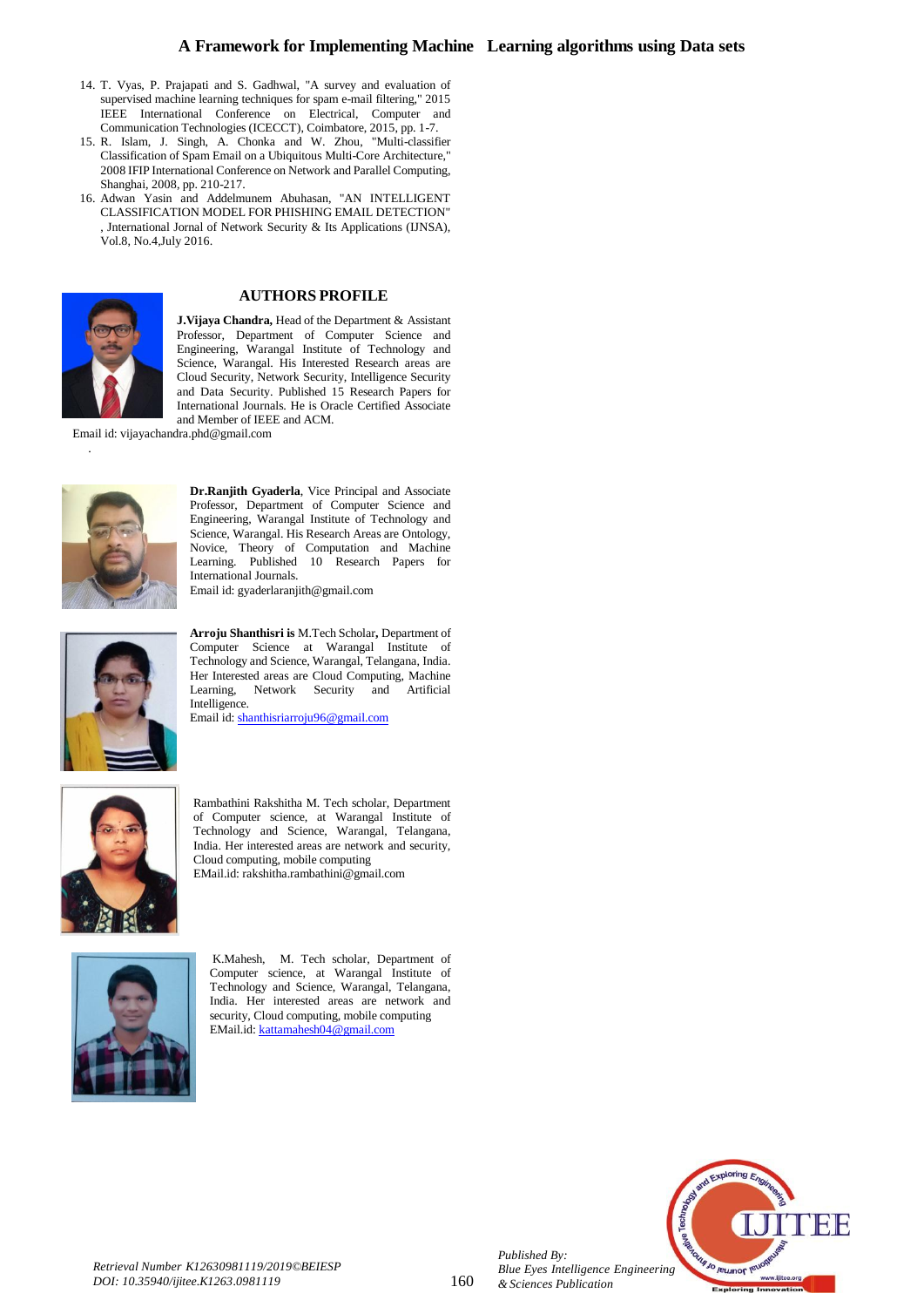14. T. Vyas, P. Prajapati and S. Gadhwal, "A survey and evaluation of supervised machine learning techniques for spam e-mail filtering," 2015 IEEE International Conference on Electrical, Computer and Communication Technologies (ICECCT), Coimbatore, 2015, pp. 1-7.
15. R. Islam, J. Singh, A. Chonka and W. Zhou, "Multi-classifier Classification of Spam Email on a Ubiquitous Multi-Core Architecture," 2008 IFIP International Conference on Network and Parallel Computing, Shanghai, 2008, pp. 210-217.
16. Adwan Yasin and Addelmunem Abuhasan, "AN INTELLIGENT CLASSIFICATION MODEL FOR PHISHING EMAIL DETECTION" , Jnternational Jornal of Network Security & Its Applications (IJNSA), Vol.8, No.4,July 2016.

## AUTHORS PROFILE

**J.Vijaya Chandra,** Head of the Department & Assistant Professor, Department of Computer Science and Engineering, Warangal Institute of Technology and Science, Warangal. His Interested Research areas are Cloud Security, Network Security, Intelligence Security and Data Security. Published 15 Research Papers for International Journals. He is Oracle Certified Associate and Member of IEEE and ACM.
Email id: vijayachandra.phd@gmail.com

**Dr.Ranjith Gyaderla**, Vice Principal and Associate Professor, Department of Computer Science and Engineering, Warangal Institute of Technology and Science, Warangal. His Research Areas are Ontology, Novice, Theory of Computation and Machine Learning. Published 10 Research Papers for International Journals.
Email id: gyaderlaranjith@gmail.com

**Arroju Shanthisri is** M.Tech Scholar**,** Department of Computer Science at Warangal Institute of Technology and Science, Warangal, Telangana, India. Her Interested areas are Cloud Computing, Machine Learning, Network Security and Artificial Intelligence.
Email id: shanthisriarroju96@gmail.com

Rambathini Rakshitha M. Tech scholar, Department of Computer science, at Warangal Institute of Technology and Science, Warangal, Telangana, India. Her interested areas are network and security, Cloud computing, mobile computing
EMail.id: rakshitha.rambathini@gmail.com

K.Mahesh, M. Tech scholar, Department of Computer science, at Warangal Institute of Technology and Science, Warangal, Telangana, India. Her interested areas are network and security, Cloud computing, mobile computing
EMail.id: kattamahesh04@gmail.com